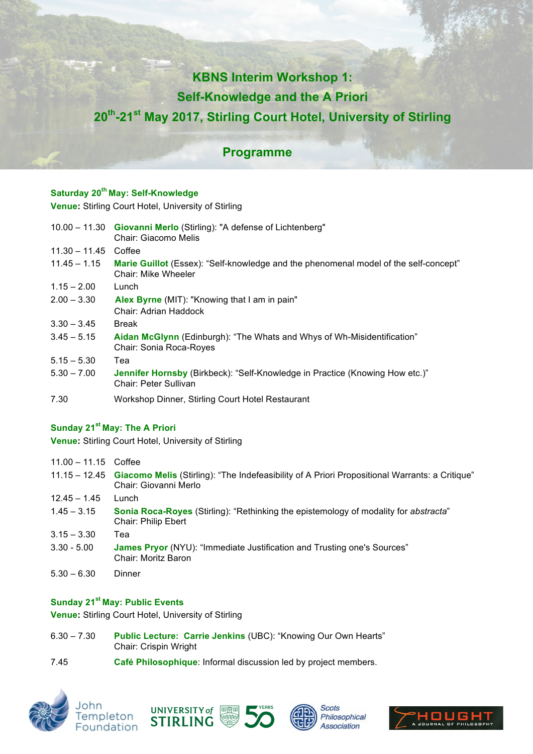# KBNS Interim Workshop 1:
# Self-Knowledge and the A Priori
## 20th-21st May 2017, Stirling Court Hotel, University of Stirling

## Programme

### Saturday 20th May: Self-Knowledge

**Venue:** Stirling Court Hotel, University of Stirling

| | |
|---|---|
| 10.00 – 11.30 | **Giovanni Merlo** (Stirling): "A defense of Lichtenberg"<br>Chair: Giacomo Melis |
| 11.30 – 11.45 | Coffee |
| 11.45 – 1.15 | **Marie Guillot** (Essex): "Self-knowledge and the phenomenal model of the self-concept"<br>Chair: Mike Wheeler |
| 1.15 – 2.00 | Lunch |
| 2.00 – 3.30 | **Alex Byrne** (MIT): "Knowing that I am in pain"<br>Chair: Adrian Haddock |
| 3.30 – 3.45 | Break |
| 3.45 – 5.15 | **Aidan McGlynn** (Edinburgh): "The Whats and Whys of Wh-Misidentification"<br>Chair: Sonia Roca-Royes |
| 5.15 – 5.30 | Tea |
| 5.30 – 7.00 | **Jennifer Hornsby** (Birkbeck): "Self-Knowledge in Practice (Knowing How etc.)"<br>Chair: Peter Sullivan |
| 7.30 | Workshop Dinner, Stirling Court Hotel Restaurant |

### Sunday 21st May: The A Priori

**Venue:** Stirling Court Hotel, University of Stirling

| | |
|---|---|
| 11.00 – 11.15 | Coffee |
| 11.15 – 12.45 | **Giacomo Melis** (Stirling): "The Indefeasibility of A Priori Propositional Warrants: a Critique"<br>Chair: Giovanni Merlo |
| 12.45 – 1.45 | Lunch |
| 1.45 – 3.15 | **Sonia Roca-Royes** (Stirling): "Rethinking the epistemology of modality for *abstracta*"<br>Chair: Philip Ebert |
| 3.15 – 3.30 | Tea |
| 3.30 - 5.00 | **James Pryor** (NYU): "Immediate Justification and Trusting one's Sources"<br>Chair: Moritz Baron |
| 5.30 – 6.30 | Dinner |

### Sunday 21st May: Public Events

**Venue:** Stirling Court Hotel, University of Stirling

| | |
|---|---|
| 6.30 – 7.30 | **Public Lecture: Carrie Jenkins** (UBC): "Knowing Our Own Hearts"<br>Chair: Crispin Wright |
| 7.45 | **Café Philosophique**: Informal discussion led by project members. |

John Templeton Foundation · University of Stirling 50 Years · Scots Philosophical Association · Thought: A Journal of Philosophy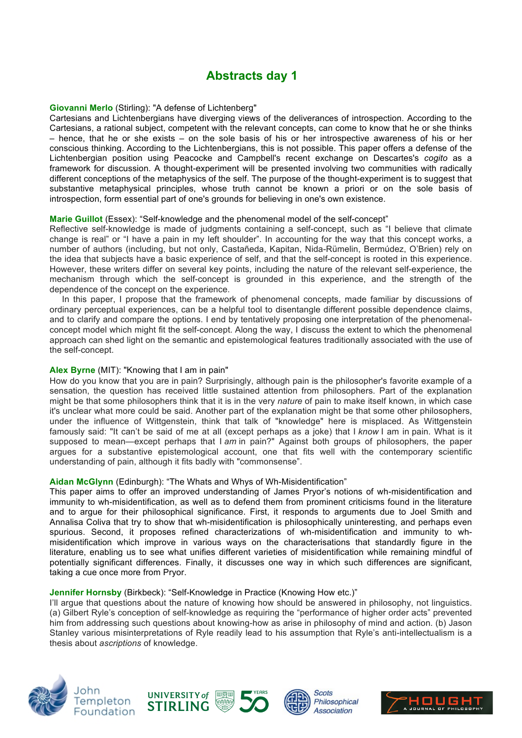# Abstracts day 1

**Giovanni Merlo** (Stirling): "A defense of Lichtenberg"
Cartesians and Lichtenbergians have diverging views of the deliverances of introspection. According to the Cartesians, a rational subject, competent with the relevant concepts, can come to know that he or she thinks – hence, that he or she exists – on the sole basis of his or her introspective awareness of his or her conscious thinking. According to the Lichtenbergians, this is not possible. This paper offers a defense of the Lichtenbergian position using Peacocke and Campbell's recent exchange on Descartes's *cogito* as a framework for discussion. A thought-experiment will be presented involving two communities with radically different conceptions of the metaphysics of the self. The purpose of the thought-experiment is to suggest that substantive metaphysical principles, whose truth cannot be known a priori or on the sole basis of introspection, form essential part of one's grounds for believing in one's own existence.

**Marie Guillot** (Essex): "Self-knowledge and the phenomenal model of the self-concept"
Reflective self-knowledge is made of judgments containing a self-concept, such as "I believe that climate change is real" or "I have a pain in my left shoulder". In accounting for the way that this concept works, a number of authors (including, but not only, Castañeda, Kapitan, Nida-Rümelin, Bermúdez, O'Brien) rely on the idea that subjects have a basic experience of self, and that the self-concept is rooted in this experience. However, these writers differ on several key points, including the nature of the relevant self-experience, the mechanism through which the self-concept is grounded in this experience, and the strength of the dependence of the concept on the experience.

In this paper, I propose that the framework of phenomenal concepts, made familiar by discussions of ordinary perceptual experiences, can be a helpful tool to disentangle different possible dependence claims, and to clarify and compare the options. I end by tentatively proposing one interpretation of the phenomenal-concept model which might fit the self-concept. Along the way, I discuss the extent to which the phenomenal approach can shed light on the semantic and epistemological features traditionally associated with the use of the self-concept.

**Alex Byrne** (MIT): "Knowing that I am in pain"
How do you know that you are in pain? Surprisingly, although pain is the philosopher's favorite example of a sensation, the question has received little sustained attention from philosophers. Part of the explanation might be that some philosophers think that it is in the very *nature* of pain to make itself known, in which case it's unclear what more could be said. Another part of the explanation might be that some other philosophers, under the influence of Wittgenstein, think that talk of "knowledge" here is misplaced. As Wittgenstein famously said: "It can't be said of me at all (except perhaps as a joke) that I *know* I am in pain. What is it supposed to mean—except perhaps that I *am* in pain?" Against both groups of philosophers, the paper argues for a substantive epistemological account, one that fits well with the contemporary scientific understanding of pain, although it fits badly with "commonsense".

**Aidan McGlynn** (Edinburgh): "The Whats and Whys of Wh-Misidentification"
This paper aims to offer an improved understanding of James Pryor's notions of wh-misidentification and immunity to wh-misidentification, as well as to defend them from prominent criticisms found in the literature and to argue for their philosophical significance. First, it responds to arguments due to Joel Smith and Annalisa Coliva that try to show that wh-misidentification is philosophically uninteresting, and perhaps even spurious. Second, it proposes refined characterizations of wh-misidentification and immunity to wh-misidentification which improve in various ways on the characterisations that standardly figure in the literature, enabling us to see what unifies different varieties of misidentification while remaining mindful of potentially significant differences. Finally, it discusses one way in which such differences are significant, taking a cue once more from Pryor.

**Jennifer Hornsby** (Birkbeck): "Self-Knowledge in Practice (Knowing How etc.)"
I'll argue that questions about the nature of knowing how should be answered in philosophy, not linguistics. (a) Gilbert Ryle's conception of self-knowledge as requiring the "performance of higher order acts" prevented him from addressing such questions about knowing-how as arise in philosophy of mind and action. (b) Jason Stanley various misinterpretations of Ryle readily lead to his assumption that Ryle's anti-intellectualism is a thesis about *ascriptions* of knowledge.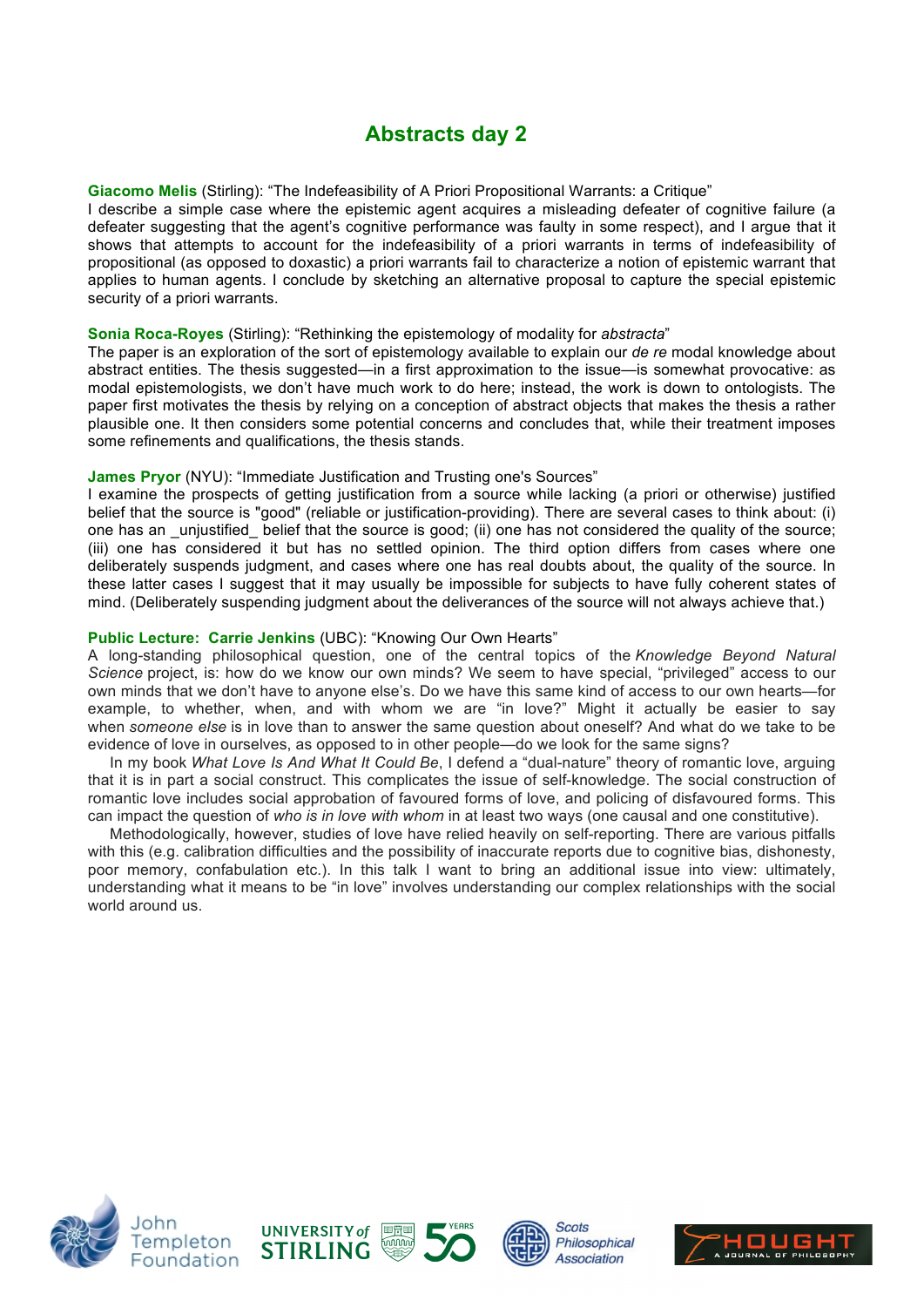## Abstracts day 2

**Giacomo Melis** (Stirling): "The Indefeasibility of A Priori Propositional Warrants: a Critique"
I describe a simple case where the epistemic agent acquires a misleading defeater of cognitive failure (a defeater suggesting that the agent's cognitive performance was faulty in some respect), and I argue that it shows that attempts to account for the indefeasibility of a priori warrants in terms of indefeasibility of propositional (as opposed to doxastic) a priori warrants fail to characterize a notion of epistemic warrant that applies to human agents. I conclude by sketching an alternative proposal to capture the special epistemic security of a priori warrants.

**Sonia Roca-Royes** (Stirling): "Rethinking the epistemology of modality for *abstracta*"
The paper is an exploration of the sort of epistemology available to explain our *de re* modal knowledge about abstract entities. The thesis suggested—in a first approximation to the issue—is somewhat provocative: as modal epistemologists, we don't have much work to do here; instead, the work is down to ontologists. The paper first motivates the thesis by relying on a conception of abstract objects that makes the thesis a rather plausible one. It then considers some potential concerns and concludes that, while their treatment imposes some refinements and qualifications, the thesis stands.

**James Pryor** (NYU): "Immediate Justification and Trusting one's Sources"
I examine the prospects of getting justification from a source while lacking (a priori or otherwise) justified belief that the source is "good" (reliable or justification-providing). There are several cases to think about: (i) one has an _unjustified_ belief that the source is good; (ii) one has not considered the quality of the source; (iii) one has considered it but has no settled opinion. The third option differs from cases where one deliberately suspends judgment, and cases where one has real doubts about, the quality of the source. In these latter cases I suggest that it may usually be impossible for subjects to have fully coherent states of mind. (Deliberately suspending judgment about the deliverances of the source will not always achieve that.)

**Public Lecture: Carrie Jenkins** (UBC): "Knowing Our Own Hearts"
A long-standing philosophical question, one of the central topics of the *Knowledge Beyond Natural Science* project, is: how do we know our own minds? We seem to have special, "privileged" access to our own minds that we don't have to anyone else's. Do we have this same kind of access to our own hearts—for example, to whether, when, and with whom we are "in love?" Might it actually be easier to say when *someone else* is in love than to answer the same question about oneself? And what do we take to be evidence of love in ourselves, as opposed to in other people—do we look for the same signs?

In my book *What Love Is And What It Could Be*, I defend a "dual-nature" theory of romantic love, arguing that it is in part a social construct. This complicates the issue of self-knowledge. The social construction of romantic love includes social approbation of favoured forms of love, and policing of disfavoured forms. This can impact the question of *who is in love with whom* in at least two ways (one causal and one constitutive).

Methodologically, however, studies of love have relied heavily on self-reporting. There are various pitfalls with this (e.g. calibration difficulties and the possibility of inaccurate reports due to cognitive bias, dishonesty, poor memory, confabulation etc.). In this talk I want to bring an additional issue into view: ultimately, understanding what it means to be "in love" involves understanding our complex relationships with the social world around us.

John Templeton Foundation

UNIVERSITY of STIRLING 50 YEARS

Scots Philosophical Association

THOUGHT A JOURNAL OF PHILOSOPHY